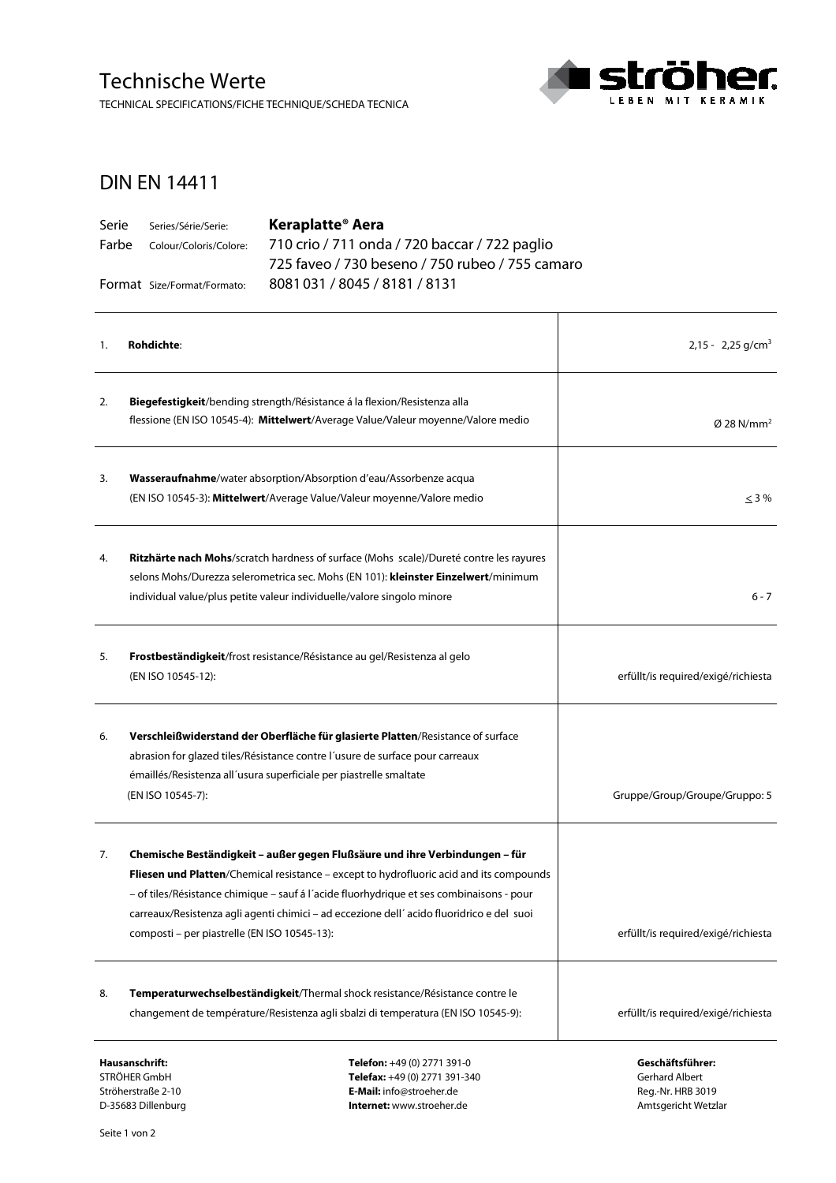# Technische Werte

TECHNICAL SPECIFICATIONS/FICHE TECHNIQUE/SCHEDA TECNICA

## DIN EN 14411

| | | |
|---|---|---|
| Serie | Series/Série/Serie: | **Keraplatte® Aera** |
| Farbe | Colour/Coloris/Colore: | 710 crio / 711 onda / 720 baccar / 722 paglio<br>725 faveo / 730 beseno / 750 rubeo / 755 camaro |
| Format | Size/Format/Formato: | 8081 031 / 8045 / 8181 / 8131 |

| | | |
|---|---|---|
| 1. | **Rohdichte**: | 2,15 - 2,25 g/cm$^3$ |
| 2. | **Biegefestigkeit**/bending strength/Résistance á la flexion/Resistenza alla flessione (EN ISO 10545-4): **Mittelwert**/Average Value/Valeur moyenne/Valore medio | Ø 28 N/mm$^2$ |
| 3. | **Wasseraufnahme**/water absorption/Absorption d'eau/Assorbenze acqua (EN ISO 10545-3): **Mittelwert**/Average Value/Valeur moyenne/Valore medio | $\leq$ 3 % |
| 4. | **Ritzhärte nach Mohs**/scratch hardness of surface (Mohs scale)/Dureté contre les rayures selons Mohs/Durezza selerometrica sec. Mohs (EN 101): **kleinster Einzelwert**/minimum individual value/plus petite valeur individuelle/valore singolo minore | 6 - 7 |
| 5. | **Frostbeständigkeit**/frost resistance/Résistance au gel/Resistenza al gelo (EN ISO 10545-12): | erfüllt/is required/exigé/richiesta |
| 6. | **Verschleißwiderstand der Oberfläche für glasierte Platten**/Resistance of surface abrasion for glazed tiles/Résistance contre l´usure de surface pour carreaux émaillés/Resistenza all´usura superficiale per piastrelle smaltate (EN ISO 10545-7): | Gruppe/Group/Groupe/Gruppo: 5 |
| 7. | **Chemische Beständigkeit – außer gegen Flußsäure und ihre Verbindungen – für Fliesen und Platten**/Chemical resistance – except to hydrofluoric acid and its compounds – of tiles/Résistance chimique – sauf á l´acide fluorhydrique et ses combinaisons - pour carreaux/Resistenza agli agenti chimici – ad eccezione dell´ acido fluoridrico e del suoi composti – per piastrelle (EN ISO 10545-13): | erfüllt/is required/exigé/richiesta |
| 8. | **Temperaturwechselbeständigkeit**/Thermal shock resistance/Résistance contre le changement de température/Resistenza agli sbalzi di temperatura (EN ISO 10545-9): | erfüllt/is required/exigé/richiesta |

**Hausanschrift:**
STRÖHER GmbH
Ströherstraße 2-10
D-35683 Dillenburg

**Telefon:** +49 (0) 2771 391-0
**Telefax:** +49 (0) 2771 391-340
**E-Mail:** info@stroeher.de
**Internet:** www.stroeher.de

**Geschäftsführer:**
Gerhard Albert
Reg.-Nr. HRB 3019
Amtsgericht Wetzlar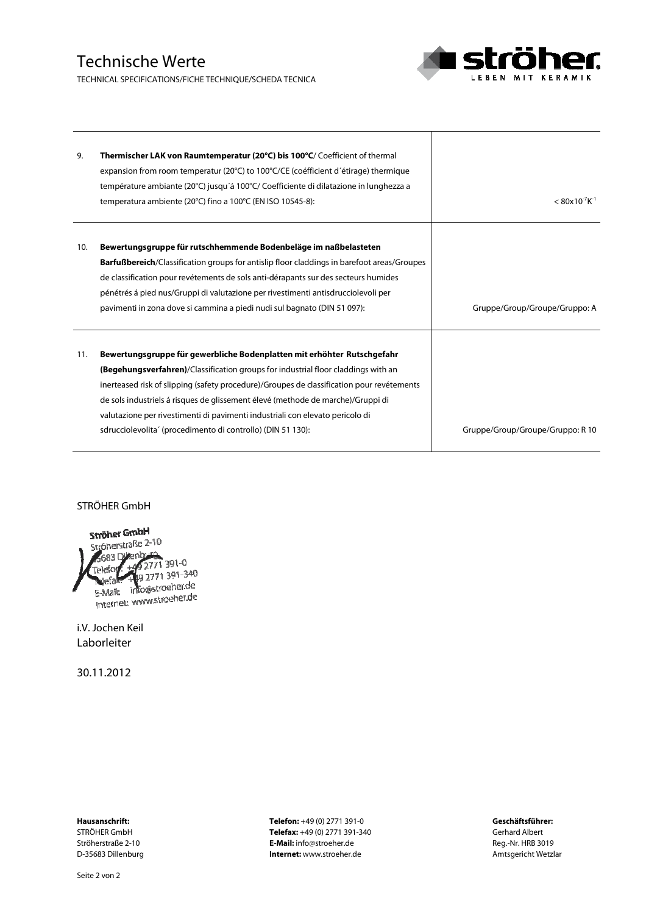# Technische Werte

TECHNICAL SPECIFICATIONS/FICHE TECHNIQUE/SCHEDA TECNICA

| | | |
|---|---|---|
| 9. | **Thermischer LAK von Raumtemperatur (20°C) bis 100°C**/ Coefficient of thermal expansion from room temperatur (20°C) to 100°C/CE (coéfficient d´étirage) thermique température ambiante (20°C) jusqu´á 100°C/ Coefficiente di dilatazione in lunghezza a temperatura ambiente (20°C) fino a 100°C (EN ISO 10545-8): | $< 80x10^{-7}K^{-1}$ |
| 10. | **Bewertungsgruppe für rutschhemmende Bodenbeläge im naßbelasteten Barfußbereich**/Classification groups for antislip floor claddings in barefoot areas/Groupes de classification pour revétements de sols anti-dérapants sur des secteurs humides pénétrés á pied nus/Gruppi di valutazione per rivestimenti antisdrucciolevoli per pavimenti in zona dove si cammina a piedi nudi sul bagnato (DIN 51 097): | Gruppe/Group/Groupe/Gruppo: A |
| 11. | **Bewertungsgruppe für gewerbliche Bodenplatten mit erhöhter Rutschgefahr (Begehungsverfahren)**/Classification groups for industrial floor claddings with an inerteased risk of slipping (safety procedure)/Groupes de classification pour revétements de sols industriels á risques de glissement élevé (methode de marche)/Gruppi di valutazione per rivestimenti di pavimenti industriali con elevato pericolo di sdrucciolevolita´ (procedimento di controllo) (DIN 51 130): | Gruppe/Group/Groupe/Gruppo: R 10 |

STRÖHER GmbH

Ströher GmbH
Ströherstraße 2-10
35683 Dillenburg
Telefon: +49 2771 391-0
Telefax: +49 2771 391-340
E-Mail: info@stroeher.de
Internet: www.stroeher.de

i.V. Jochen Keil
Laborleiter

30.11.2012

**Hausanschrift:**
STRÖHER GmbH
Ströherstraße 2-10
D-35683 Dillenburg

**Telefon:** +49 (0) 2771 391-0
**Telefax:** +49 (0) 2771 391-340
**E-Mail:** info@stroeher.de
**Internet:** www.stroeher.de

**Geschäftsführer:**
Gerhard Albert
Reg.-Nr. HRB 3019
Amtsgericht Wetzlar